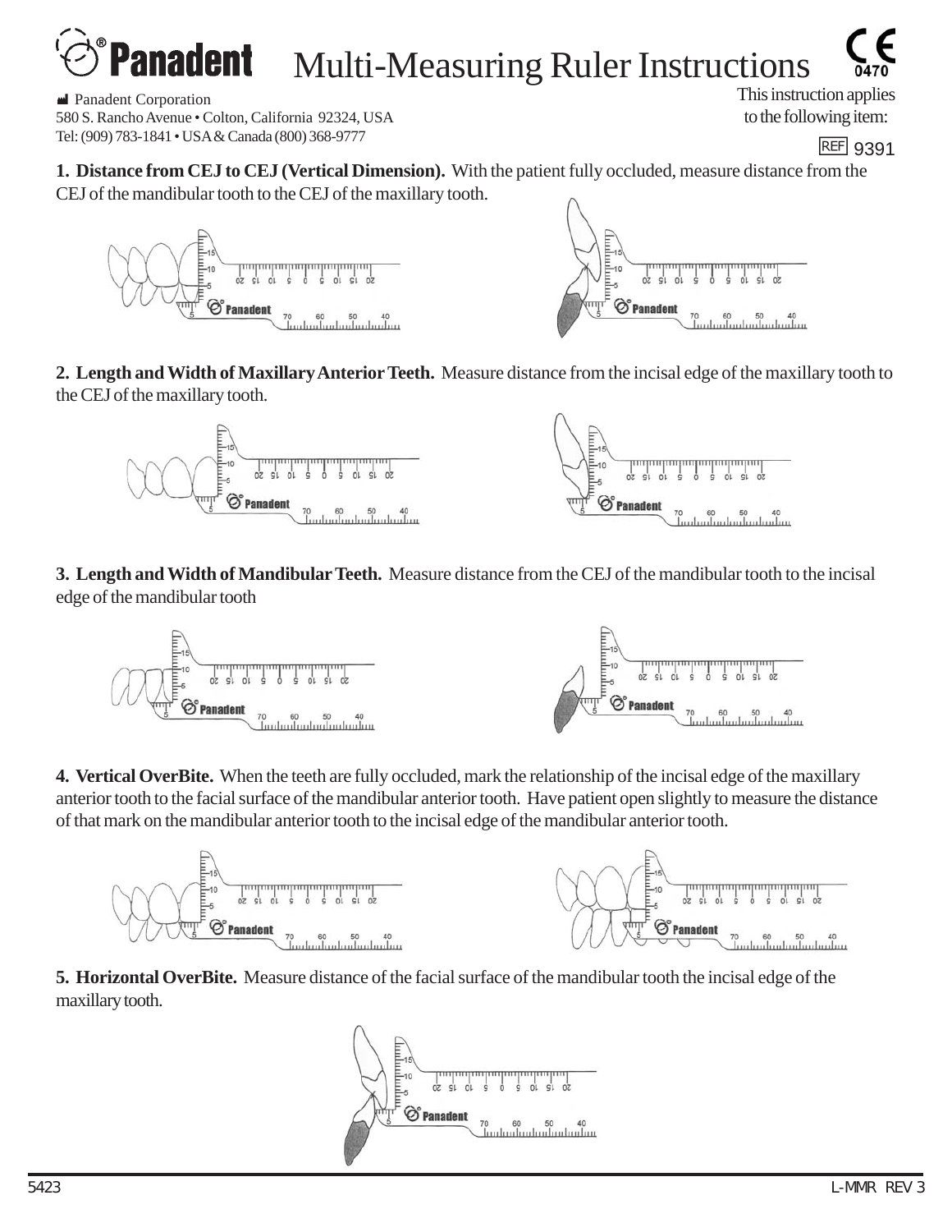# Panadent Multi-Measuring Ruler Instructions

Panadent Corporation
580 S. Rancho Avenue • Colton, California 92324, USA
Tel: (909) 783-1841 • USA & Canada (800) 368-9777

This instruction applies to the following item:

REF 9391

**1. Distance from CEJ to CEJ (Vertical Dimension).** With the patient fully occluded, measure distance from the CEJ of the mandibular tooth to the CEJ of the maxillary tooth.

**2. Length and Width of Maxillary Anterior Teeth.** Measure distance from the incisal edge of the maxillary tooth to the CEJ of the maxillary tooth.

**3. Length and Width of Mandibular Teeth.** Measure distance from the CEJ of the mandibular tooth to the incisal edge of the mandibular tooth

**4. Vertical OverBite.** When the teeth are fully occluded, mark the relationship of the incisal edge of the maxillary anterior tooth to the facial surface of the mandibular anterior tooth. Have patient open slightly to measure the distance of that mark on the mandibular anterior tooth to the incisal edge of the mandibular anterior tooth.

**5. Horizontal OverBite.** Measure distance of the facial surface of the mandibular tooth the incisal edge of the maxillary tooth.

5423 L-MMR REV 3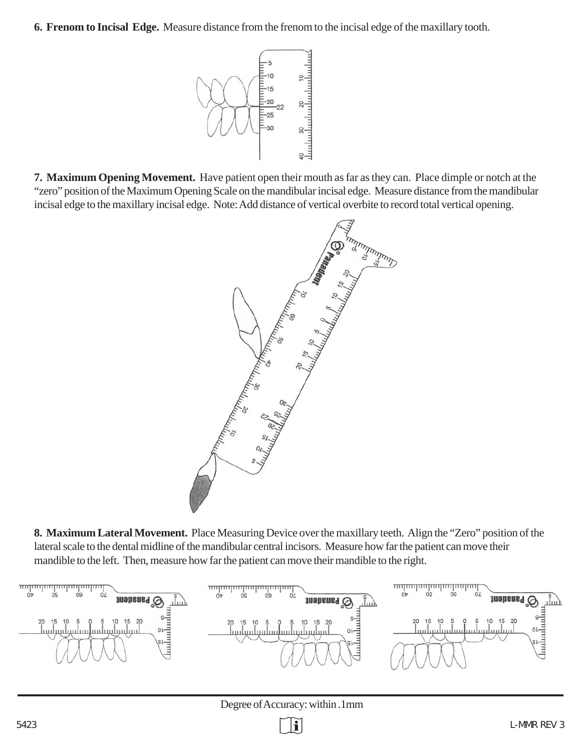**6. Frenom to Incisal Edge.** Measure distance from the frenom to the incisal edge of the maxillary tooth.

**7. Maximum Opening Movement.** Have patient open their mouth as far as they can. Place dimple or notch at the "zero" position of the Maximum Opening Scale on the mandibular incisal edge. Measure distance from the mandibular incisal edge to the maxillary incisal edge. Note: Add distance of vertical overbite to record total vertical opening.

**8. Maximum Lateral Movement.** Place Measuring Device over the maxillary teeth. Align the "Zero" position of the lateral scale to the dental midline of the mandibular central incisors. Measure how far the patient can move their mandible to the left. Then, measure how far the patient can move their mandible to the right.

Degree of Accuracy: within .1mm